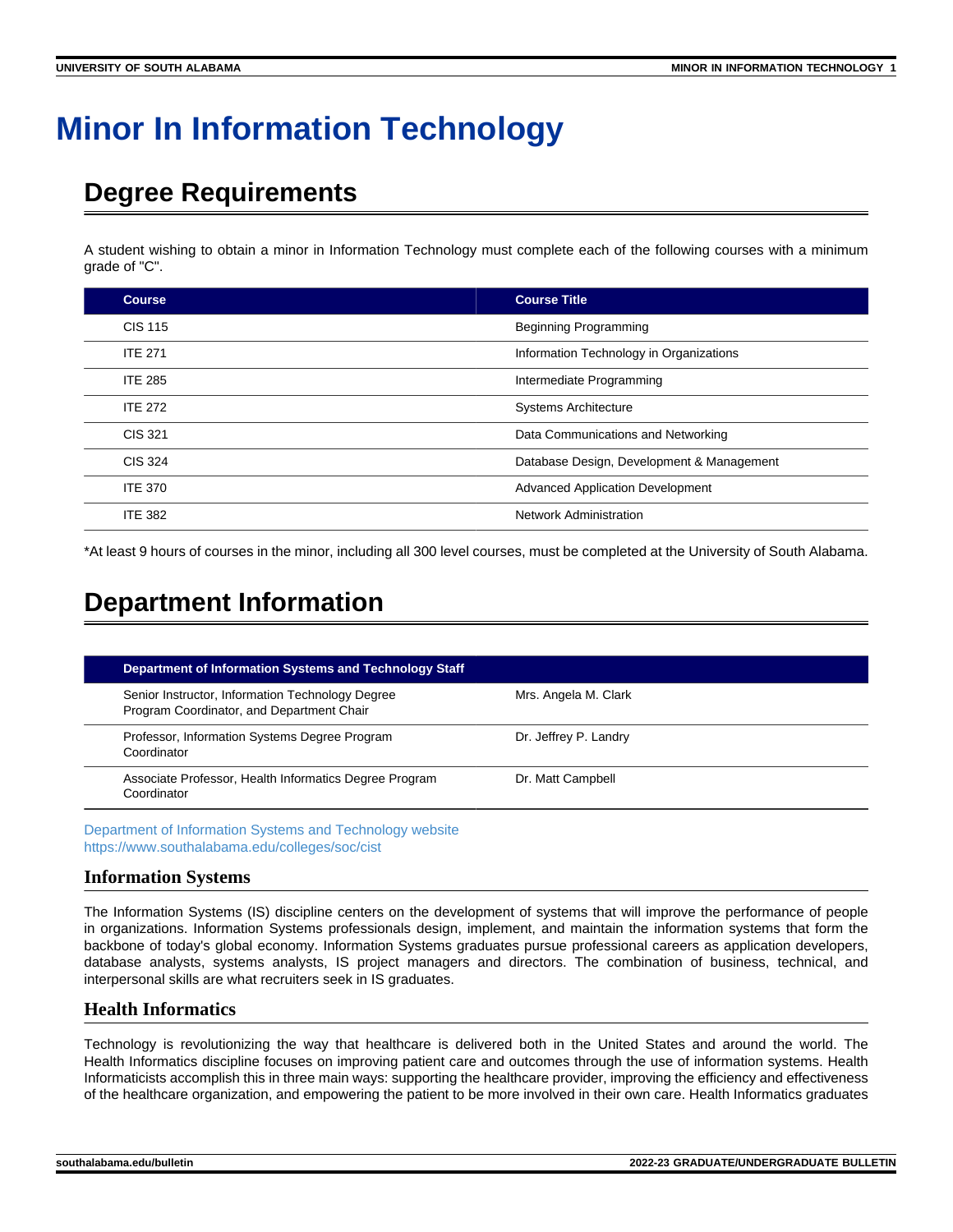# Minor In Information Technology

## Degree Requirements

A student wishing to obtain a minor in Information Technology must complete each of the following courses with a minimum grade of "C".

| Course | Course Title |
|---|---|
| CIS 115 | Beginning Programming |
| ITE 271 | Information Technology in Organizations |
| ITE 285 | Intermediate Programming |
| ITE 272 | Systems Architecture |
| CIS 321 | Data Communications and Networking |
| CIS 324 | Database Design, Development & Management |
| ITE 370 | Advanced Application Development |
| ITE 382 | Network Administration |

*At least 9 hours of courses in the minor, including all 300 level courses, must be completed at the University of South Alabama.

## Department Information

| Department of Information Systems and Technology Staff | |
|---|---|
| Senior Instructor, Information Technology Degree Program Coordinator, and Department Chair | Mrs. Angela M. Clark |
| Professor, Information Systems Degree Program Coordinator | Dr. Jeffrey P. Landry |
| Associate Professor, Health Informatics Degree Program Coordinator | Dr. Matt Campbell |

Department of Information Systems and Technology website
https://www.southalabama.edu/colleges/soc/cist

### Information Systems

The Information Systems (IS) discipline centers on the development of systems that will improve the performance of people in organizations. Information Systems professionals design, implement, and maintain the information systems that form the backbone of today's global economy. Information Systems graduates pursue professional careers as application developers, database analysts, systems analysts, IS project managers and directors. The combination of business, technical, and interpersonal skills are what recruiters seek in IS graduates.

### Health Informatics

Technology is revolutionizing the way that healthcare is delivered both in the United States and around the world. The Health Informatics discipline focuses on improving patient care and outcomes through the use of information systems. Health Informaticists accomplish this in three main ways: supporting the healthcare provider, improving the efficiency and effectiveness of the healthcare organization, and empowering the patient to be more involved in their own care. Health Informatics graduates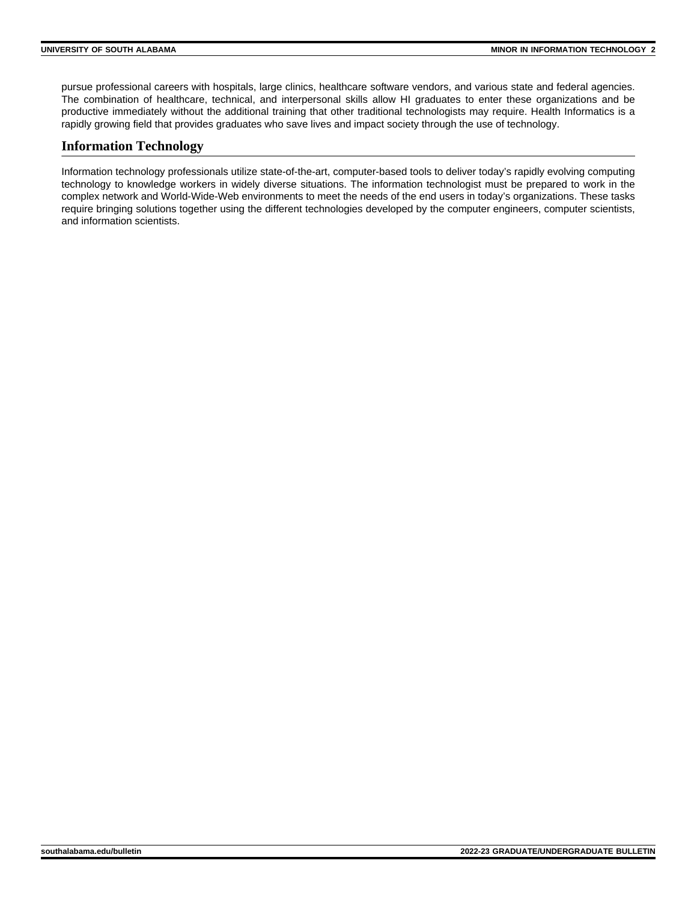pursue professional careers with hospitals, large clinics, healthcare software vendors, and various state and federal agencies. The combination of healthcare, technical, and interpersonal skills allow HI graduates to enter these organizations and be productive immediately without the additional training that other traditional technologists may require. Health Informatics is a rapidly growing field that provides graduates who save lives and impact society through the use of technology.

## Information Technology

Information technology professionals utilize state-of-the-art, computer-based tools to deliver today's rapidly evolving computing technology to knowledge workers in widely diverse situations. The information technologist must be prepared to work in the complex network and World-Wide-Web environments to meet the needs of the end users in today's organizations. These tasks require bringing solutions together using the different technologies developed by the computer engineers, computer scientists, and information scientists.